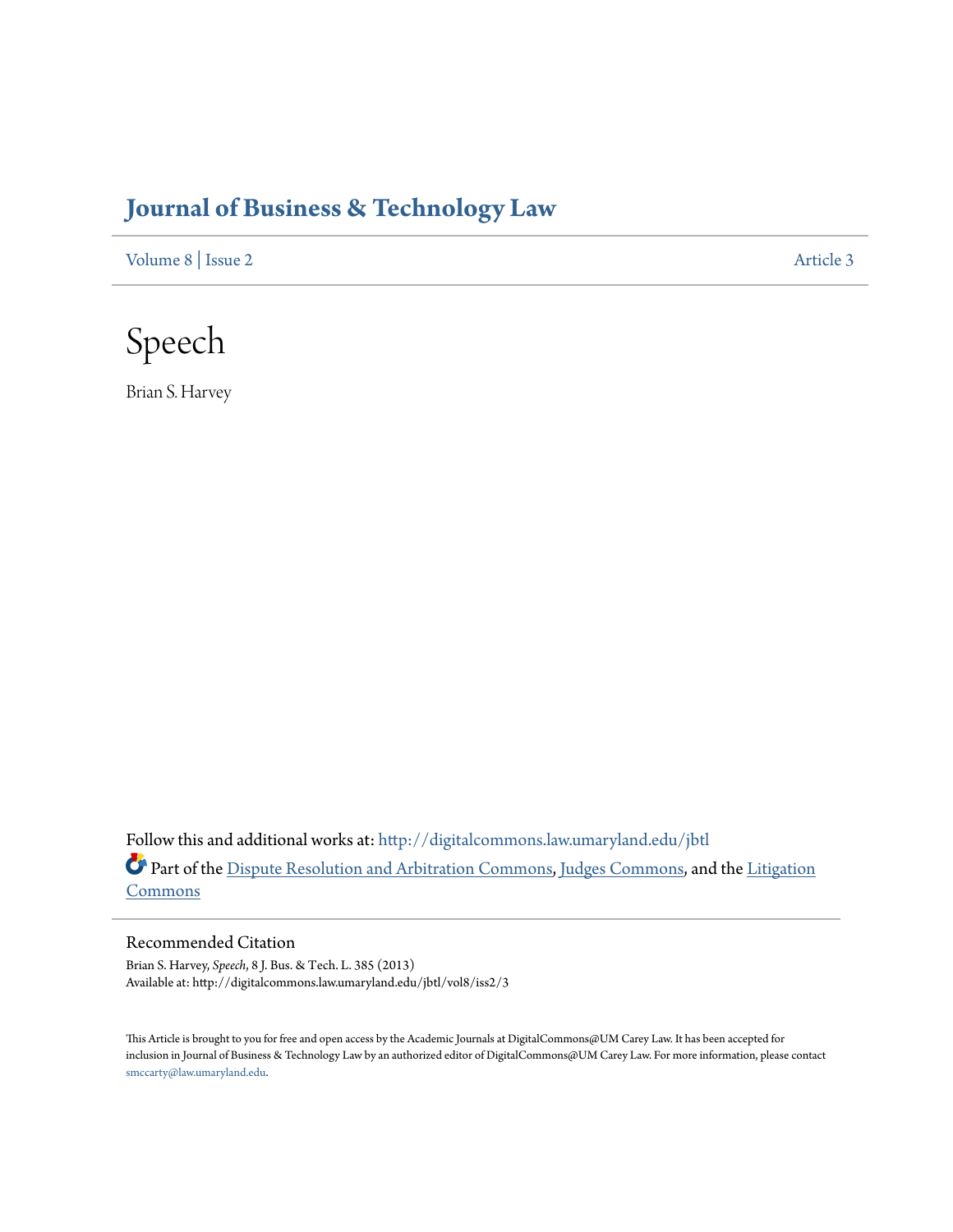# Journal of Business & Technology Law

Volume 8 | Issue 2 Article 3

# Speech

Brian S. Harvey

Follow this and additional works at: http://digitalcommons.law.umaryland.edu/jbtl

Part of the Dispute Resolution and Arbitration Commons, Judges Commons, and the Litigation Commons

## Recommended Citation

Brian S. Harvey, *Speech*, 8 J. Bus. & Tech. L. 385 (2013)
Available at: http://digitalcommons.law.umaryland.edu/jbtl/vol8/iss2/3

This Article is brought to you for free and open access by the Academic Journals at DigitalCommons@UM Carey Law. It has been accepted for inclusion in Journal of Business & Technology Law by an authorized editor of DigitalCommons@UM Carey Law. For more information, please contact smccarty@law.umaryland.edu.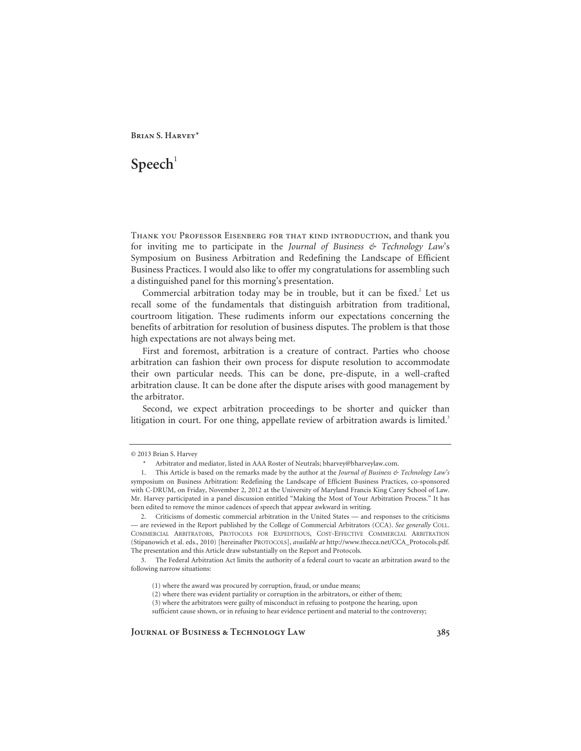**Brian S. Harvey***

# Speech[1]

Thank you Professor Eisenberg for that kind introduction, and thank you for inviting me to participate in the *Journal of Business & Technology Law*'s Symposium on Business Arbitration and Redefining the Landscape of Efficient Business Practices. I would also like to offer my congratulations for assembling such a distinguished panel for this morning's presentation.

Commercial arbitration today may be in trouble, but it can be fixed.[2] Let us recall some of the fundamentals that distinguish arbitration from traditional, courtroom litigation. These rudiments inform our expectations concerning the benefits of arbitration for resolution of business disputes. The problem is that those high expectations are not always being met.

First and foremost, arbitration is a creature of contract. Parties who choose arbitration can fashion their own process for dispute resolution to accommodate their own particular needs. This can be done, pre-dispute, in a well-crafted arbitration clause. It can be done after the dispute arises with good management by the arbitrator.

Second, we expect arbitration proceedings to be shorter and quicker than litigation in court. For one thing, appellate review of arbitration awards is limited.[3]

---

© 2013 Brian S. Harvey

\* Arbitrator and mediator, listed in AAA Roster of Neutrals; bharvey@bharveylaw.com.

1. This Article is based on the remarks made by the author at the *Journal of Business & Technology Law's* symposium on Business Arbitration: Redefining the Landscape of Efficient Business Practices, co-sponsored with C-DRUM, on Friday, November 2, 2012 at the University of Maryland Francis King Carey School of Law. Mr. Harvey participated in a panel discussion entitled "Making the Most of Your Arbitration Process." It has been edited to remove the minor cadences of speech that appear awkward in writing.

2. Criticisms of domestic commercial arbitration in the United States — and responses to the criticisms — are reviewed in the Report published by the College of Commercial Arbitrators (CCA). *See generally* Coll. Commercial Arbitrators, Protocols for Expeditious, Cost-Effective Commercial Arbitration (Stipanowich et al. eds., 2010) [hereinafter Protocols], *available at* http://www.thecca.net/CCA_Protocols.pdf. The presentation and this Article draw substantially on the Report and Protocols.

3. The Federal Arbitration Act limits the authority of a federal court to vacate an arbitration award to the following narrow situations:

> (1) where the award was procured by corruption, fraud, or undue means;
> (2) where there was evident partiality or corruption in the arbitrators, or either of them;
> (3) where the arbitrators were guilty of misconduct in refusing to postpone the hearing, upon sufficient cause shown, or in refusing to hear evidence pertinent and material to the controversy;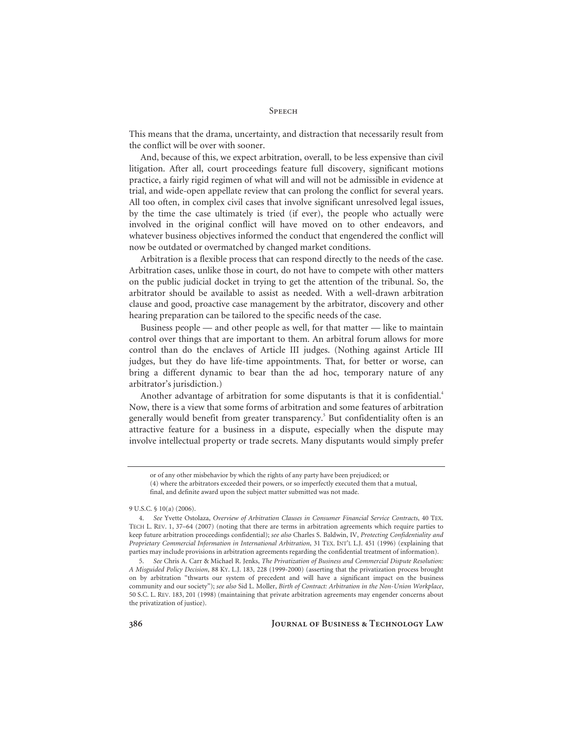This means that the drama, uncertainty, and distraction that necessarily result from the conflict will be over with sooner.

And, because of this, we expect arbitration, overall, to be less expensive than civil litigation. After all, court proceedings feature full discovery, significant motions practice, a fairly rigid regimen of what will and will not be admissible in evidence at trial, and wide-open appellate review that can prolong the conflict for several years. All too often, in complex civil cases that involve significant unresolved legal issues, by the time the case ultimately is tried (if ever), the people who actually were involved in the original conflict will have moved on to other endeavors, and whatever business objectives informed the conduct that engendered the conflict will now be outdated or overmatched by changed market conditions.

Arbitration is a flexible process that can respond directly to the needs of the case. Arbitration cases, unlike those in court, do not have to compete with other matters on the public judicial docket in trying to get the attention of the tribunal. So, the arbitrator should be available to assist as needed. With a well-drawn arbitration clause and good, proactive case management by the arbitrator, discovery and other hearing preparation can be tailored to the specific needs of the case.

Business people — and other people as well, for that matter — like to maintain control over things that are important to them. An arbitral forum allows for more control than do the enclaves of Article III judges. (Nothing against Article III judges, but they do have life-time appointments. That, for better or worse, can bring a different dynamic to bear than the ad hoc, temporary nature of any arbitrator's jurisdiction.)

Another advantage of arbitration for some disputants is that it is confidential.[4] Now, there is a view that some forms of arbitration and some features of arbitration generally would benefit from greater transparency.[5] But confidentiality often is an attractive feature for a business in a dispute, especially when the dispute may involve intellectual property or trade secrets. Many disputants would simply prefer

---

> or of any other misbehavior by which the rights of any party have been prejudiced; or
>
> (4) where the arbitrators exceeded their powers, or so imperfectly executed them that a mutual, final, and definite award upon the subject matter submitted was not made.

9 U.S.C. § 10(a) (2006).

4. *See* Yvette Ostolaza, *Overview of Arbitration Clauses in Consumer Financial Service Contracts*, 40 TEX. TECH L. REV. 1, 37–64 (2007) (noting that there are terms in arbitration agreements which require parties to keep future arbitration proceedings confidential); *see also* Charles S. Baldwin, IV, *Protecting Confidentiality and Proprietary Commercial Information in International Arbitration*, 31 TEX. INT'L L.J. 451 (1996) (explaining that parties may include provisions in arbitration agreements regarding the confidential treatment of information).

5. *See* Chris A. Carr & Michael R. Jenks, *The Privatization of Business and Commercial Dispute Resolution: A Misguided Policy Decision*, 88 KY. L.J. 183, 228 (1999-2000) (asserting that the privatization process brought on by arbitration "thwarts our system of precedent and will have a significant impact on the business community and our society"); *see also* Sid L. Moller, *Birth of Contract: Arbitration in the Non-Union Workplace*, 50 S.C. L. REV. 183, 201 (1998) (maintaining that private arbitration agreements may engender concerns about the privatization of justice).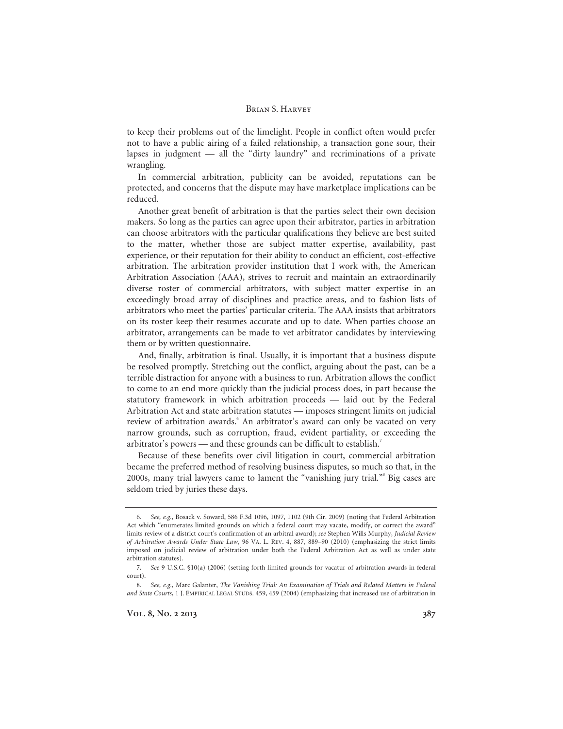to keep their problems out of the limelight. People in conflict often would prefer not to have a public airing of a failed relationship, a transaction gone sour, their lapses in judgment — all the "dirty laundry" and recriminations of a private wrangling.

In commercial arbitration, publicity can be avoided, reputations can be protected, and concerns that the dispute may have marketplace implications can be reduced.

Another great benefit of arbitration is that the parties select their own decision makers. So long as the parties can agree upon their arbitrator, parties in arbitration can choose arbitrators with the particular qualifications they believe are best suited to the matter, whether those are subject matter expertise, availability, past experience, or their reputation for their ability to conduct an efficient, cost-effective arbitration. The arbitration provider institution that I work with, the American Arbitration Association (AAA), strives to recruit and maintain an extraordinarily diverse roster of commercial arbitrators, with subject matter expertise in an exceedingly broad array of disciplines and practice areas, and to fashion lists of arbitrators who meet the parties' particular criteria. The AAA insists that arbitrators on its roster keep their resumes accurate and up to date. When parties choose an arbitrator, arrangements can be made to vet arbitrator candidates by interviewing them or by written questionnaire.

And, finally, arbitration is final. Usually, it is important that a business dispute be resolved promptly. Stretching out the conflict, arguing about the past, can be a terrible distraction for anyone with a business to run. Arbitration allows the conflict to come to an end more quickly than the judicial process does, in part because the statutory framework in which arbitration proceeds — laid out by the Federal Arbitration Act and state arbitration statutes — imposes stringent limits on judicial review of arbitration awards.[6] An arbitrator's award can only be vacated on very narrow grounds, such as corruption, fraud, evident partiality, or exceeding the arbitrator's powers — and these grounds can be difficult to establish.[7]

Because of these benefits over civil litigation in court, commercial arbitration became the preferred method of resolving business disputes, so much so that, in the 2000s, many trial lawyers came to lament the "vanishing jury trial."[8] Big cases are seldom tried by juries these days.

---

6. *See, e.g.*, Bosack v. Soward, 586 F.3d 1096, 1097, 1102 (9th Cir. 2009) (noting that Federal Arbitration Act which "enumerates limited grounds on which a federal court may vacate, modify, or correct the award" limits review of a district court's confirmation of an arbitral award); *see* Stephen Wills Murphy, *Judicial Review of Arbitration Awards Under State Law*, 96 VA. L. REV. 4, 887, 889–90 (2010) (emphasizing the strict limits imposed on judicial review of arbitration under both the Federal Arbitration Act as well as under state arbitration statutes).

7. *See* 9 U.S.C. §10(a) (2006) (setting forth limited grounds for vacatur of arbitration awards in federal court).

8. *See, e.g.*, Marc Galanter, *The Vanishing Trial: An Examination of Trials and Related Matters in Federal and State Courts*, 1 J. EMPIRICAL LEGAL STUDS. 459, 459 (2004) (emphasizing that increased use of arbitration in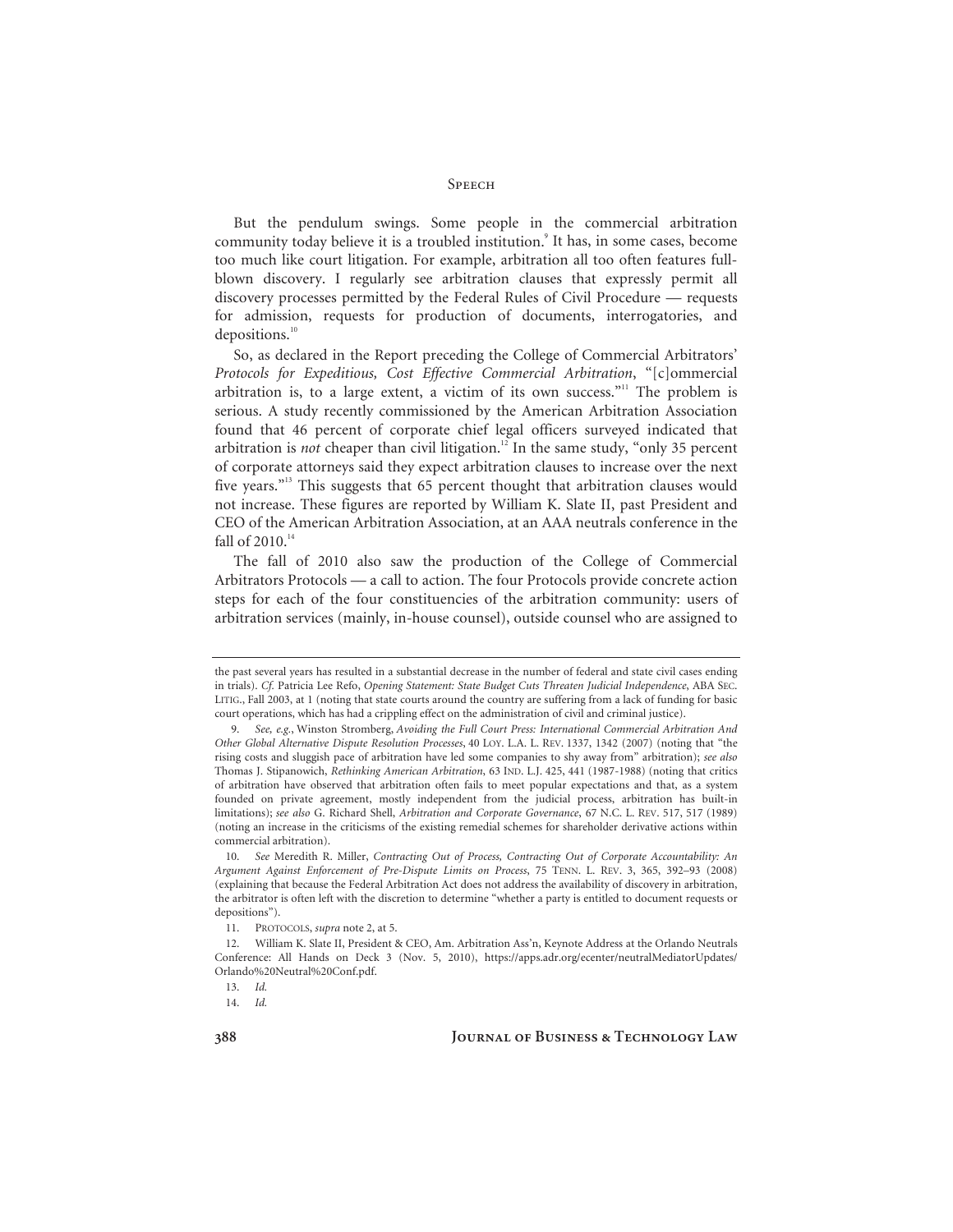But the pendulum swings. Some people in the commercial arbitration community today believe it is a troubled institution.[9] It has, in some cases, become too much like court litigation. For example, arbitration all too often features full-blown discovery. I regularly see arbitration clauses that expressly permit all discovery processes permitted by the Federal Rules of Civil Procedure — requests for admission, requests for production of documents, interrogatories, and depositions.[10]

So, as declared in the Report preceding the College of Commercial Arbitrators' *Protocols for Expeditious, Cost Effective Commercial Arbitration*, "[c]ommercial arbitration is, to a large extent, a victim of its own success."[11] The problem is serious. A study recently commissioned by the American Arbitration Association found that 46 percent of corporate chief legal officers surveyed indicated that arbitration is *not* cheaper than civil litigation.[12] In the same study, "only 35 percent of corporate attorneys said they expect arbitration clauses to increase over the next five years."[13] This suggests that 65 percent thought that arbitration clauses would not increase. These figures are reported by William K. Slate II, past President and CEO of the American Arbitration Association, at an AAA neutrals conference in the fall of 2010.[14]

The fall of 2010 also saw the production of the College of Commercial Arbitrators Protocols — a call to action. The four Protocols provide concrete action steps for each of the four constituencies of the arbitration community: users of arbitration services (mainly, in-house counsel), outside counsel who are assigned to

---

the past several years has resulted in a substantial decrease in the number of federal and state civil cases ending in trials). *Cf.* Patricia Lee Refo, *Opening Statement: State Budget Cuts Threaten Judicial Independence*, ABA SEC. LITIG., Fall 2003, at 1 (noting that state courts around the country are suffering from a lack of funding for basic court operations, which has had a crippling effect on the administration of civil and criminal justice).

9. *See, e.g.*, Winston Stromberg, *Avoiding the Full Court Press: International Commercial Arbitration And Other Global Alternative Dispute Resolution Processes*, 40 LOY. L.A. L. REV. 1337, 1342 (2007) (noting that "the rising costs and sluggish pace of arbitration have led some companies to shy away from" arbitration); *see also* Thomas J. Stipanowich, *Rethinking American Arbitration*, 63 IND. L.J. 425, 441 (1987-1988) (noting that critics of arbitration have observed that arbitration often fails to meet popular expectations and that, as a system founded on private agreement, mostly independent from the judicial process, arbitration has built-in limitations); *see also* G. Richard Shell, *Arbitration and Corporate Governance*, 67 N.C. L. REV. 517, 517 (1989) (noting an increase in the criticisms of the existing remedial schemes for shareholder derivative actions within commercial arbitration).

10. *See* Meredith R. Miller, *Contracting Out of Process, Contracting Out of Corporate Accountability: An Argument Against Enforcement of Pre-Dispute Limits on Process*, 75 TENN. L. REV. 3, 365, 392–93 (2008) (explaining that because the Federal Arbitration Act does not address the availability of discovery in arbitration, the arbitrator is often left with the discretion to determine "whether a party is entitled to document requests or depositions").

11. PROTOCOLS, *supra* note 2, at 5.

12. William K. Slate II, President & CEO, Am. Arbitration Ass'n, Keynote Address at the Orlando Neutrals Conference: All Hands on Deck 3 (Nov. 5, 2010), https://apps.adr.org/ecenter/neutralMediatorUpdates/Orlando%20Neutral%20Conf.pdf.

13. *Id.*

14. *Id.*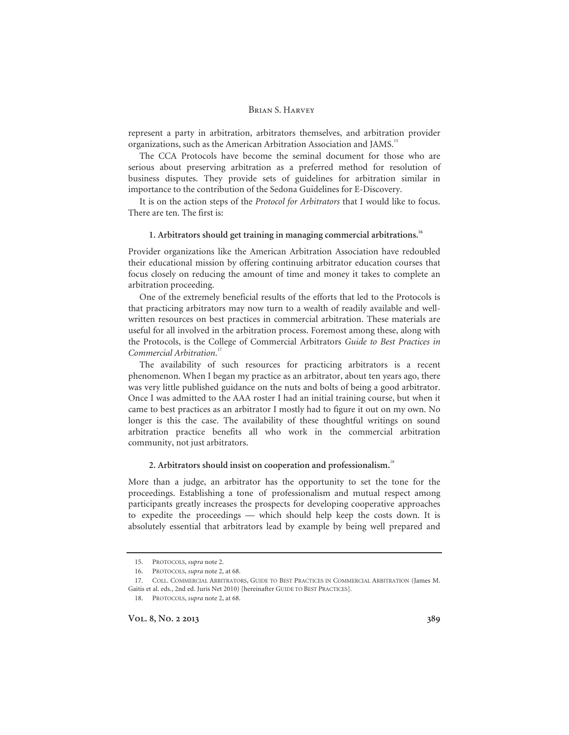represent a party in arbitration, arbitrators themselves, and arbitration provider organizations, such as the American Arbitration Association and JAMS.[15]

The CCA Protocols have become the seminal document for those who are serious about preserving arbitration as a preferred method for resolution of business disputes. They provide sets of guidelines for arbitration similar in importance to the contribution of the Sedona Guidelines for E-Discovery.

It is on the action steps of the *Protocol for Arbitrators* that I would like to focus. There are ten. The first is:

**1. Arbitrators should get training in managing commercial arbitrations.**[16]

Provider organizations like the American Arbitration Association have redoubled their educational mission by offering continuing arbitrator education courses that focus closely on reducing the amount of time and money it takes to complete an arbitration proceeding.

One of the extremely beneficial results of the efforts that led to the Protocols is that practicing arbitrators may now turn to a wealth of readily available and well-written resources on best practices in commercial arbitration. These materials are useful for all involved in the arbitration process. Foremost among these, along with the Protocols, is the College of Commercial Arbitrators *Guide to Best Practices in Commercial Arbitration*.[17]

The availability of such resources for practicing arbitrators is a recent phenomenon. When I began my practice as an arbitrator, about ten years ago, there was very little published guidance on the nuts and bolts of being a good arbitrator. Once I was admitted to the AAA roster I had an initial training course, but when it came to best practices as an arbitrator I mostly had to figure it out on my own. No longer is this the case. The availability of these thoughtful writings on sound arbitration practice benefits all who work in the commercial arbitration community, not just arbitrators.

**2. Arbitrators should insist on cooperation and professionalism.**[18]

More than a judge, an arbitrator has the opportunity to set the tone for the proceedings. Establishing a tone of professionalism and mutual respect among participants greatly increases the prospects for developing cooperative approaches to expedite the proceedings — which should help keep the costs down. It is absolutely essential that arbitrators lead by example by being well prepared and

---

15. PROTOCOLS, *supra* note 2.

16. PROTOCOLS, *supra* note 2, at 68.

17. COLL. COMMERCIAL ARBITRATORS, GUIDE TO BEST PRACTICES IN COMMERCIAL ARBITRATION (James M. Gaitis et al. eds., 2nd ed. Juris Net 2010) [hereinafter GUIDE TO BEST PRACTICES].

18. PROTOCOLS, *supra* note 2, at 68.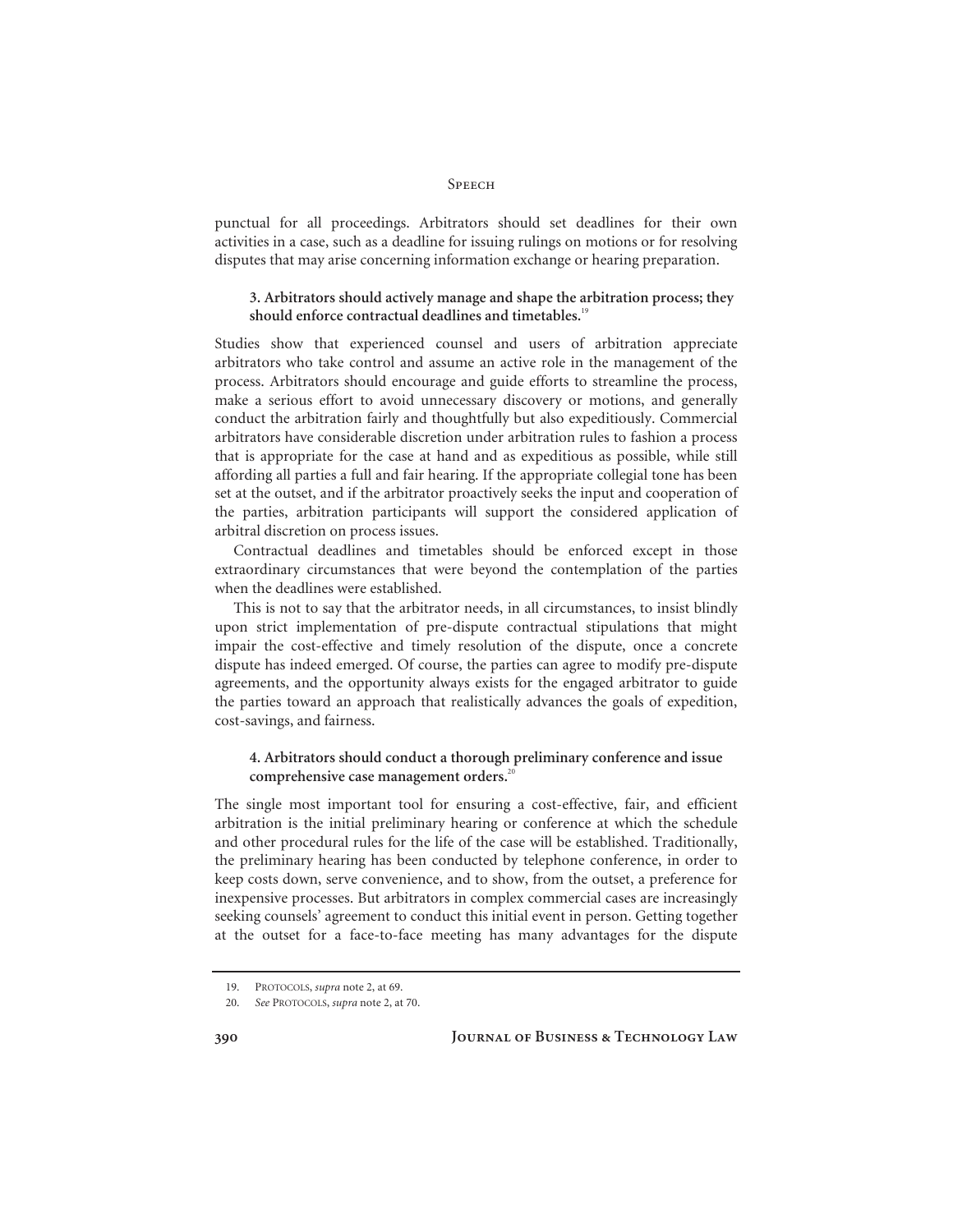punctual for all proceedings. Arbitrators should set deadlines for their own activities in a case, such as a deadline for issuing rulings on motions or for resolving disputes that may arise concerning information exchange or hearing preparation.

### 3. Arbitrators should actively manage and shape the arbitration process; they should enforce contractual deadlines and timetables.[19]

Studies show that experienced counsel and users of arbitration appreciate arbitrators who take control and assume an active role in the management of the process. Arbitrators should encourage and guide efforts to streamline the process, make a serious effort to avoid unnecessary discovery or motions, and generally conduct the arbitration fairly and thoughtfully but also expeditiously. Commercial arbitrators have considerable discretion under arbitration rules to fashion a process that is appropriate for the case at hand and as expeditious as possible, while still affording all parties a full and fair hearing. If the appropriate collegial tone has been set at the outset, and if the arbitrator proactively seeks the input and cooperation of the parties, arbitration participants will support the considered application of arbitral discretion on process issues.

Contractual deadlines and timetables should be enforced except in those extraordinary circumstances that were beyond the contemplation of the parties when the deadlines were established.

This is not to say that the arbitrator needs, in all circumstances, to insist blindly upon strict implementation of pre-dispute contractual stipulations that might impair the cost-effective and timely resolution of the dispute, once a concrete dispute has indeed emerged. Of course, the parties can agree to modify pre-dispute agreements, and the opportunity always exists for the engaged arbitrator to guide the parties toward an approach that realistically advances the goals of expedition, cost-savings, and fairness.

### 4. Arbitrators should conduct a thorough preliminary conference and issue comprehensive case management orders.[20]

The single most important tool for ensuring a cost-effective, fair, and efficient arbitration is the initial preliminary hearing or conference at which the schedule and other procedural rules for the life of the case will be established. Traditionally, the preliminary hearing has been conducted by telephone conference, in order to keep costs down, serve convenience, and to show, from the outset, a preference for inexpensive processes. But arbitrators in complex commercial cases are increasingly seeking counsels' agreement to conduct this initial event in person. Getting together at the outset for a face-to-face meeting has many advantages for the dispute

---

19. PROTOCOLS, *supra* note 2, at 69.

20. *See* PROTOCOLS, *supra* note 2, at 70.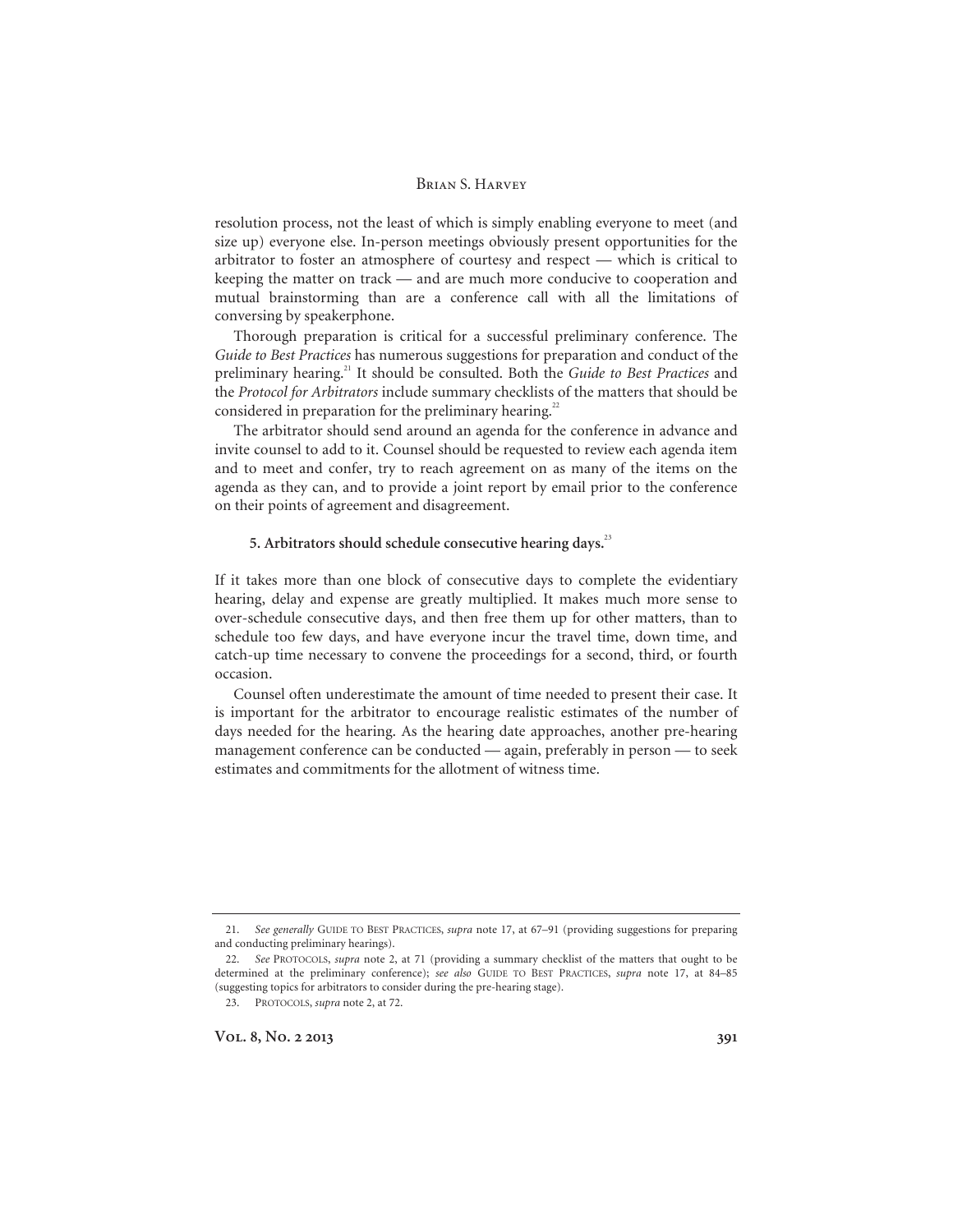resolution process, not the least of which is simply enabling everyone to meet (and size up) everyone else. In-person meetings obviously present opportunities for the arbitrator to foster an atmosphere of courtesy and respect — which is critical to keeping the matter on track — and are much more conducive to cooperation and mutual brainstorming than are a conference call with all the limitations of conversing by speakerphone.

Thorough preparation is critical for a successful preliminary conference. The *Guide to Best Practices* has numerous suggestions for preparation and conduct of the preliminary hearing.[21] It should be consulted. Both the *Guide to Best Practices* and the *Protocol for Arbitrators* include summary checklists of the matters that should be considered in preparation for the preliminary hearing.[22]

The arbitrator should send around an agenda for the conference in advance and invite counsel to add to it. Counsel should be requested to review each agenda item and to meet and confer, try to reach agreement on as many of the items on the agenda as they can, and to provide a joint report by email prior to the conference on their points of agreement and disagreement.

### 5. Arbitrators should schedule consecutive hearing days.[23]

If it takes more than one block of consecutive days to complete the evidentiary hearing, delay and expense are greatly multiplied. It makes much more sense to over-schedule consecutive days, and then free them up for other matters, than to schedule too few days, and have everyone incur the travel time, down time, and catch-up time necessary to convene the proceedings for a second, third, or fourth occasion.

Counsel often underestimate the amount of time needed to present their case. It is important for the arbitrator to encourage realistic estimates of the number of days needed for the hearing. As the hearing date approaches, another pre-hearing management conference can be conducted — again, preferably in person — to seek estimates and commitments for the allotment of witness time.

---

21. *See generally* GUIDE TO BEST PRACTICES, *supra* note 17, at 67–91 (providing suggestions for preparing and conducting preliminary hearings).

22. *See* PROTOCOLS, *supra* note 2, at 71 (providing a summary checklist of the matters that ought to be determined at the preliminary conference); *see also* GUIDE TO BEST PRACTICES, *supra* note 17, at 84–85 (suggesting topics for arbitrators to consider during the pre-hearing stage).

23. PROTOCOLS, *supra* note 2, at 72.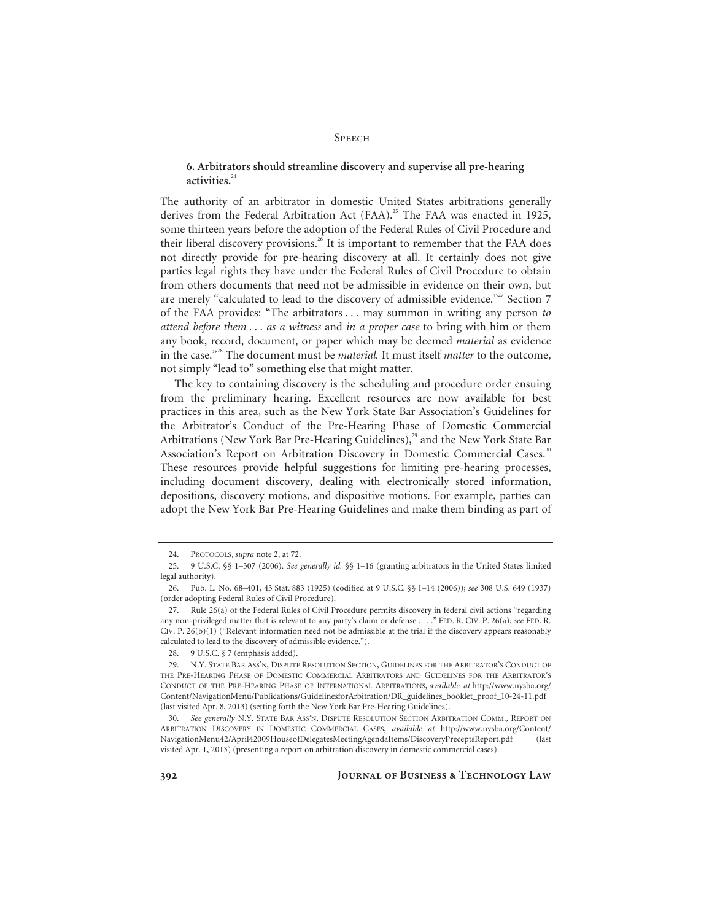### 6. Arbitrators should streamline discovery and supervise all pre-hearing activities.[24]

The authority of an arbitrator in domestic United States arbitrations generally derives from the Federal Arbitration Act (FAA).[25] The FAA was enacted in 1925, some thirteen years before the adoption of the Federal Rules of Civil Procedure and their liberal discovery provisions.[26] It is important to remember that the FAA does not directly provide for pre-hearing discovery at all. It certainly does not give parties legal rights they have under the Federal Rules of Civil Procedure to obtain from others documents that need not be admissible in evidence on their own, but are merely "calculated to lead to the discovery of admissible evidence."[27] Section 7 of the FAA provides: "The arbitrators . . . may summon in writing any person *to attend before them . . . as a witness* and *in a proper case* to bring with him or them any book, record, document, or paper which may be deemed *material* as evidence in the case."[28] The document must be *material.* It must itself *matter* to the outcome, not simply "lead to" something else that might matter.

The key to containing discovery is the scheduling and procedure order ensuing from the preliminary hearing. Excellent resources are now available for best practices in this area, such as the New York State Bar Association's Guidelines for the Arbitrator's Conduct of the Pre-Hearing Phase of Domestic Commercial Arbitrations (New York Bar Pre-Hearing Guidelines),[29] and the New York State Bar Association's Report on Arbitration Discovery in Domestic Commercial Cases.[30] These resources provide helpful suggestions for limiting pre-hearing processes, including document discovery, dealing with electronically stored information, depositions, discovery motions, and dispositive motions. For example, parties can adopt the New York Bar Pre-Hearing Guidelines and make them binding as part of

---

24. PROTOCOLS, *supra* note 2, at 72.

25. 9 U.S.C. §§ 1–307 (2006). *See generally id.* §§ 1–16 (granting arbitrators in the United States limited legal authority).

26. Pub. L. No. 68–401, 43 Stat. 883 (1925) (codified at 9 U.S.C. §§ 1–14 (2006)); *see* 308 U.S. 649 (1937) (order adopting Federal Rules of Civil Procedure).

27. Rule 26(a) of the Federal Rules of Civil Procedure permits discovery in federal civil actions "regarding any non-privileged matter that is relevant to any party's claim or defense . . . ." FED. R. CIV. P. 26(a); *see* FED. R. CIV. P. 26(b)(1) ("Relevant information need not be admissible at the trial if the discovery appears reasonably calculated to lead to the discovery of admissible evidence.").

28. 9 U.S.C. § 7 (emphasis added).

29. N.Y. STATE BAR ASS'N, DISPUTE RESOLUTION SECTION, GUIDELINES FOR THE ARBITRATOR'S CONDUCT OF THE PRE-HEARING PHASE OF DOMESTIC COMMERCIAL ARBITRATORS AND GUIDELINES FOR THE ARBITRATOR'S CONDUCT OF THE PRE-HEARING PHASE OF INTERNATIONAL ARBITRATIONS, *available at* http://www.nysba.org/Content/NavigationMenu/Publications/GuidelinesforArbitration/DR_guidelines_booklet_proof_10-24-11.pdf (last visited Apr. 8, 2013) (setting forth the New York Bar Pre-Hearing Guidelines).

30. *See generally* N.Y. STATE BAR ASS'N, DISPUTE RESOLUTION SECTION ARBITRATION COMM., REPORT ON ARBITRATION DISCOVERY IN DOMESTIC COMMERCIAL CASES, *available at* http://www.nysba.org/Content/NavigationMenu42/April42009HouseofDelegatesMeetingAgendaItems/DiscoveryPreceptsReport.pdf (last visited Apr. 1, 2013) (presenting a report on arbitration discovery in domestic commercial cases).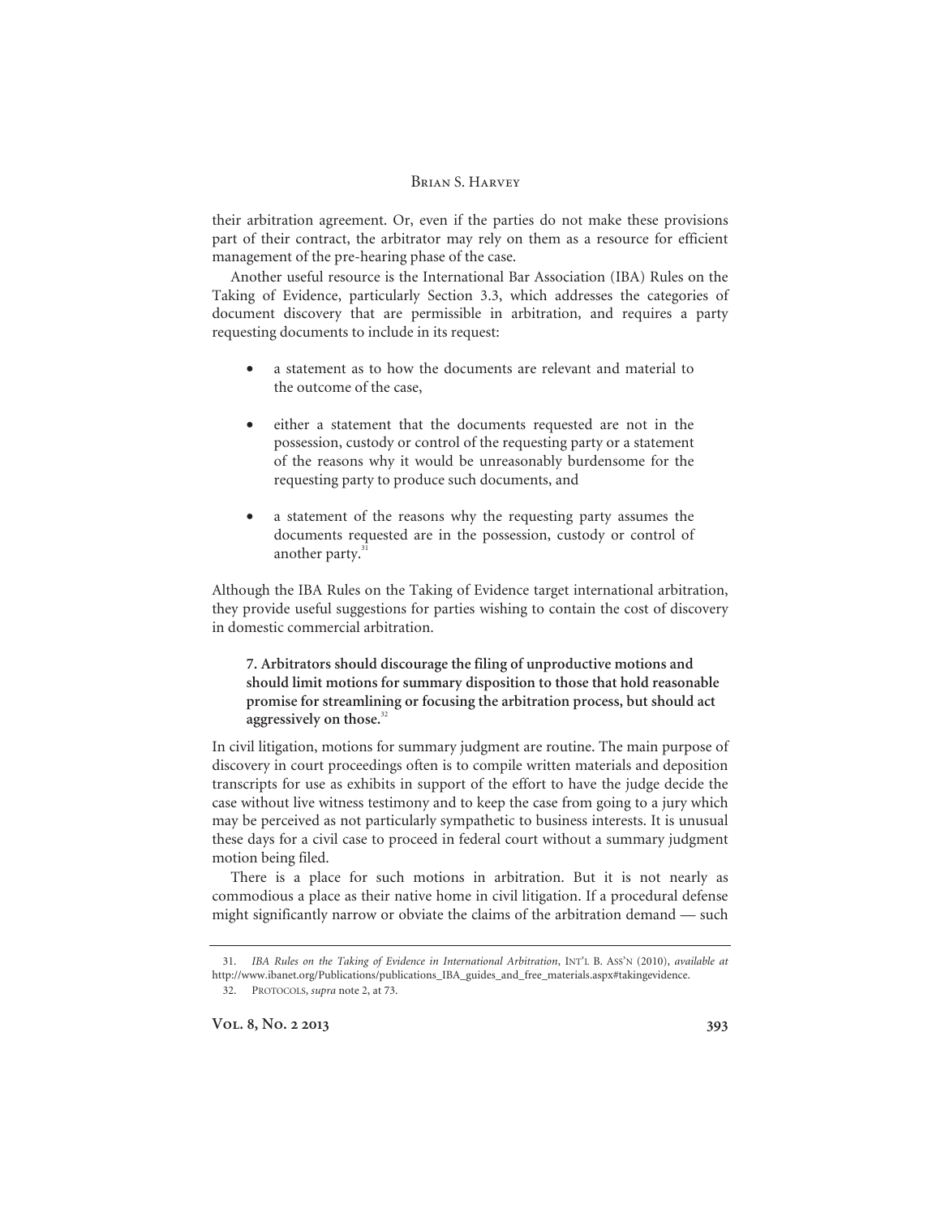their arbitration agreement. Or, even if the parties do not make these provisions part of their contract, the arbitrator may rely on them as a resource for efficient management of the pre-hearing phase of the case.

Another useful resource is the International Bar Association (IBA) Rules on the Taking of Evidence, particularly Section 3.3, which addresses the categories of document discovery that are permissible in arbitration, and requires a party requesting documents to include in its request:

- a statement as to how the documents are relevant and material to the outcome of the case,
- either a statement that the documents requested are not in the possession, custody or control of the requesting party or a statement of the reasons why it would be unreasonably burdensome for the requesting party to produce such documents, and
- a statement of the reasons why the requesting party assumes the documents requested are in the possession, custody or control of another party.[31]

Although the IBA Rules on the Taking of Evidence target international arbitration, they provide useful suggestions for parties wishing to contain the cost of discovery in domestic commercial arbitration.

**7. Arbitrators should discourage the filing of unproductive motions and should limit motions for summary disposition to those that hold reasonable promise for streamlining or focusing the arbitration process, but should act aggressively on those.**[32]

In civil litigation, motions for summary judgment are routine. The main purpose of discovery in court proceedings often is to compile written materials and deposition transcripts for use as exhibits in support of the effort to have the judge decide the case without live witness testimony and to keep the case from going to a jury which may be perceived as not particularly sympathetic to business interests. It is unusual these days for a civil case to proceed in federal court without a summary judgment motion being filed.

There is a place for such motions in arbitration. But it is not nearly as commodious a place as their native home in civil litigation. If a procedural defense might significantly narrow or obviate the claims of the arbitration demand — such

---

31. *IBA Rules on the Taking of Evidence in International Arbitration*, INT'L B. ASS'N (2010), *available at* http://www.ibanet.org/Publications/publications_IBA_guides_and_free_materials.aspx#takingevidence.

32. PROTOCOLS, *supra* note 2, at 73.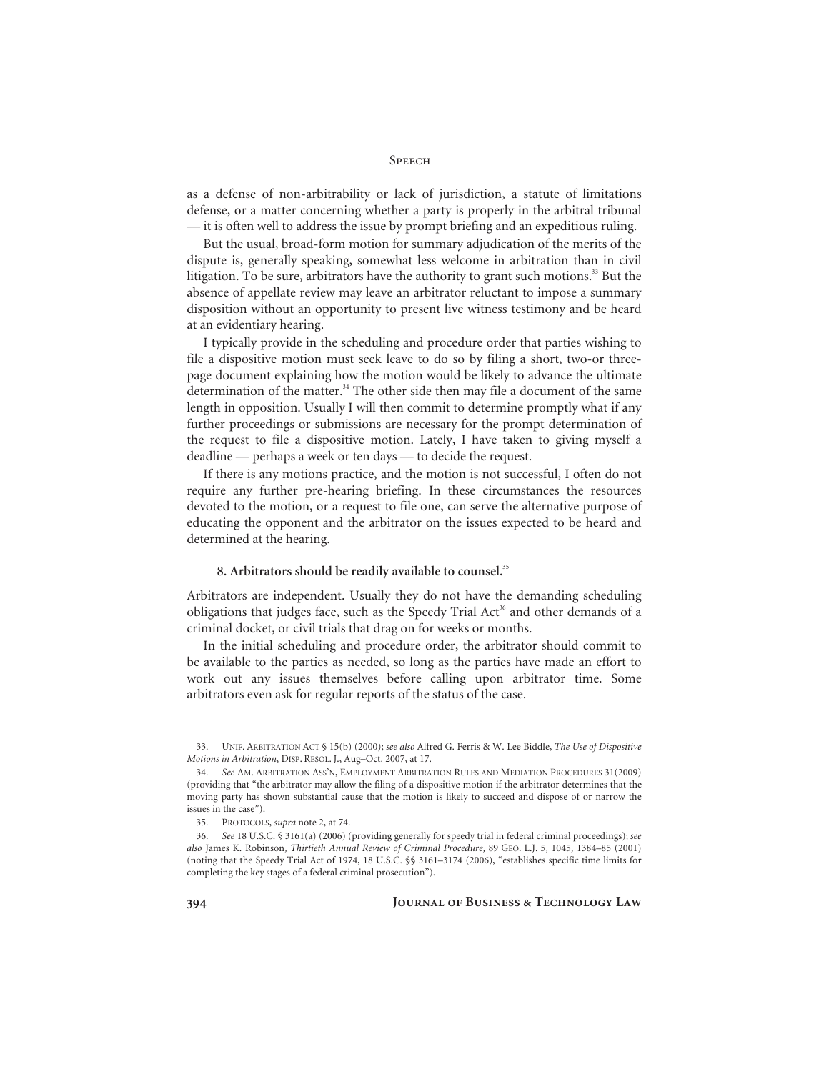as a defense of non-arbitrability or lack of jurisdiction, a statute of limitations defense, or a matter concerning whether a party is properly in the arbitral tribunal — it is often well to address the issue by prompt briefing and an expeditious ruling.

But the usual, broad-form motion for summary adjudication of the merits of the dispute is, generally speaking, somewhat less welcome in arbitration than in civil litigation. To be sure, arbitrators have the authority to grant such motions.[33] But the absence of appellate review may leave an arbitrator reluctant to impose a summary disposition without an opportunity to present live witness testimony and be heard at an evidentiary hearing.

I typically provide in the scheduling and procedure order that parties wishing to file a dispositive motion must seek leave to do so by filing a short, two-or three-page document explaining how the motion would be likely to advance the ultimate determination of the matter.[34] The other side then may file a document of the same length in opposition. Usually I will then commit to determine promptly what if any further proceedings or submissions are necessary for the prompt determination of the request to file a dispositive motion. Lately, I have taken to giving myself a deadline — perhaps a week or ten days — to decide the request.

If there is any motions practice, and the motion is not successful, I often do not require any further pre-hearing briefing. In these circumstances the resources devoted to the motion, or a request to file one, can serve the alternative purpose of educating the opponent and the arbitrator on the issues expected to be heard and determined at the hearing.

#### 8. Arbitrators should be readily available to counsel.[35]

Arbitrators are independent. Usually they do not have the demanding scheduling obligations that judges face, such as the Speedy Trial Act[36] and other demands of a criminal docket, or civil trials that drag on for weeks or months.

In the initial scheduling and procedure order, the arbitrator should commit to be available to the parties as needed, so long as the parties have made an effort to work out any issues themselves before calling upon arbitrator time. Some arbitrators even ask for regular reports of the status of the case.

---

33. UNIF. ARBITRATION ACT § 15(b) (2000); *see also* Alfred G. Ferris & W. Lee Biddle, *The Use of Dispositive Motions in Arbitration*, DISP. RESOL. J., Aug–Oct. 2007, at 17.

34. *See* AM. ARBITRATION ASS'N, EMPLOYMENT ARBITRATION RULES AND MEDIATION PROCEDURES 31(2009) (providing that "the arbitrator may allow the filing of a dispositive motion if the arbitrator determines that the moving party has shown substantial cause that the motion is likely to succeed and dispose of or narrow the issues in the case").

35. PROTOCOLS, *supra* note 2, at 74.

36. *See* 18 U.S.C. § 3161(a) (2006) (providing generally for speedy trial in federal criminal proceedings); *see also* James K. Robinson, *Thirtieth Annual Review of Criminal Procedure*, 89 GEO. L.J. 5, 1045, 1384–85 (2001) (noting that the Speedy Trial Act of 1974, 18 U.S.C. §§ 3161–3174 (2006), "establishes specific time limits for completing the key stages of a federal criminal prosecution").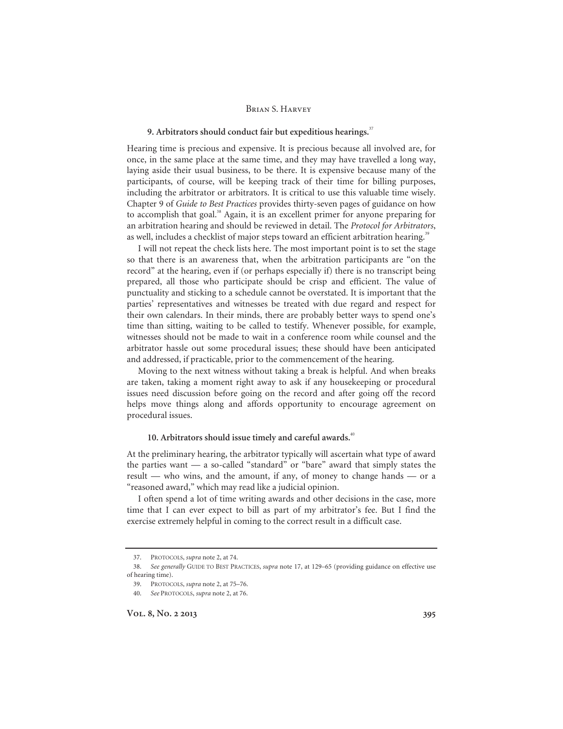### 9. Arbitrators should conduct fair but expeditious hearings.[37]

Hearing time is precious and expensive. It is precious because all involved are, for once, in the same place at the same time, and they may have travelled a long way, laying aside their usual business, to be there. It is expensive because many of the participants, of course, will be keeping track of their time for billing purposes, including the arbitrator or arbitrators. It is critical to use this valuable time wisely. Chapter 9 of *Guide to Best Practices* provides thirty-seven pages of guidance on how to accomplish that goal.[38] Again, it is an excellent primer for anyone preparing for an arbitration hearing and should be reviewed in detail. The *Protocol for Arbitrators*, as well, includes a checklist of major steps toward an efficient arbitration hearing.[39]

I will not repeat the check lists here. The most important point is to set the stage so that there is an awareness that, when the arbitration participants are "on the record" at the hearing, even if (or perhaps especially if) there is no transcript being prepared, all those who participate should be crisp and efficient. The value of punctuality and sticking to a schedule cannot be overstated. It is important that the parties' representatives and witnesses be treated with due regard and respect for their own calendars. In their minds, there are probably better ways to spend one's time than sitting, waiting to be called to testify. Whenever possible, for example, witnesses should not be made to wait in a conference room while counsel and the arbitrator hassle out some procedural issues; these should have been anticipated and addressed, if practicable, prior to the commencement of the hearing.

Moving to the next witness without taking a break is helpful. And when breaks are taken, taking a moment right away to ask if any housekeeping or procedural issues need discussion before going on the record and after going off the record helps move things along and affords opportunity to encourage agreement on procedural issues.

### 10. Arbitrators should issue timely and careful awards.[40]

At the preliminary hearing, the arbitrator typically will ascertain what type of award the parties want — a so-called "standard" or "bare" award that simply states the result — who wins, and the amount, if any, of money to change hands — or a "reasoned award," which may read like a judicial opinion.

I often spend a lot of time writing awards and other decisions in the case, more time that I can ever expect to bill as part of my arbitrator's fee. But I find the exercise extremely helpful in coming to the correct result in a difficult case.

---

37. PROTOCOLS, *supra* note 2, at 74.

38. *See generally* GUIDE TO BEST PRACTICES, *supra* note 17, at 129–65 (providing guidance on effective use of hearing time).

39. PROTOCOLS, *supra* note 2, at 75–76.

40. *See* PROTOCOLS, *supra* note 2, at 76.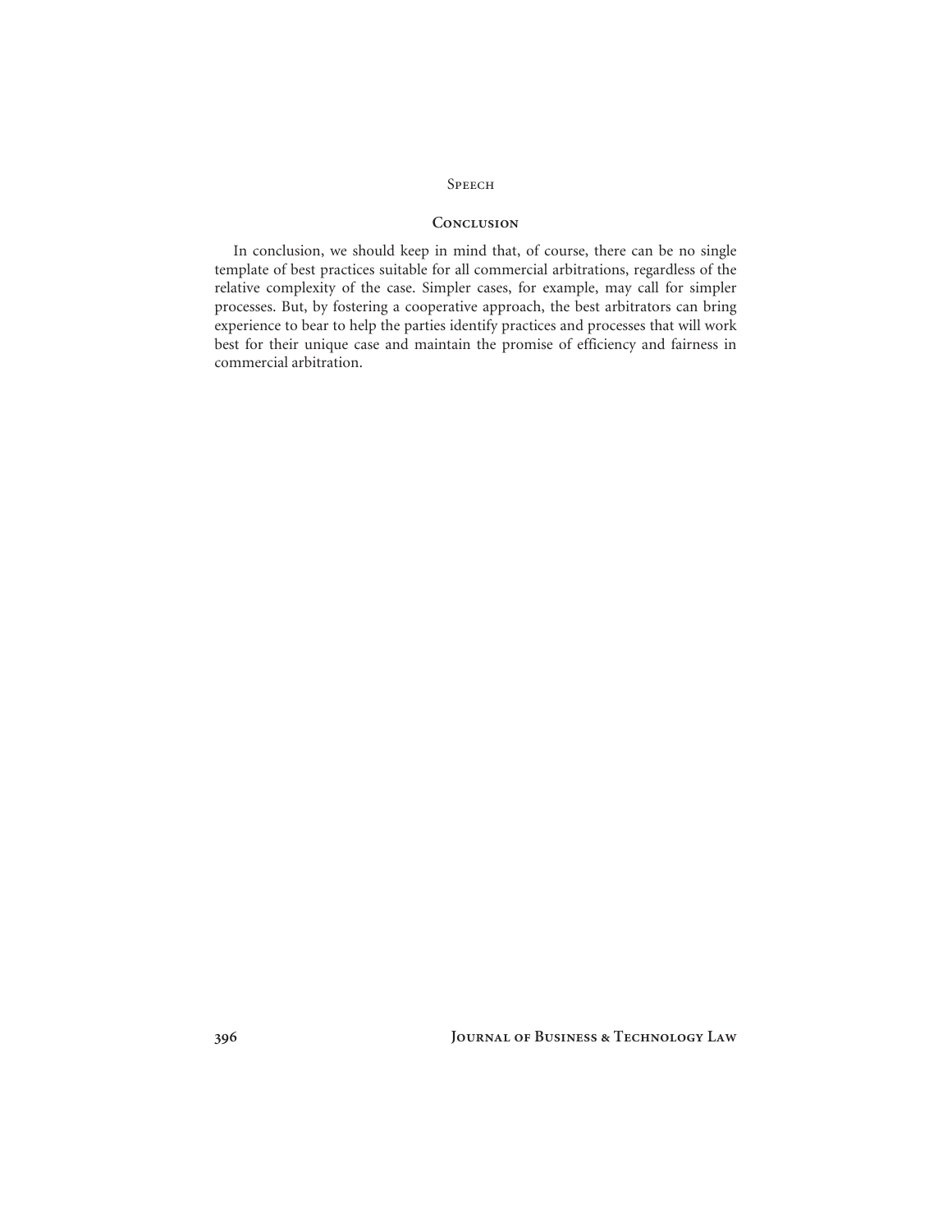## Conclusion

In conclusion, we should keep in mind that, of course, there can be no single template of best practices suitable for all commercial arbitrations, regardless of the relative complexity of the case. Simpler cases, for example, may call for simpler processes. But, by fostering a cooperative approach, the best arbitrators can bring experience to bear to help the parties identify practices and processes that will work best for their unique case and maintain the promise of efficiency and fairness in commercial arbitration.